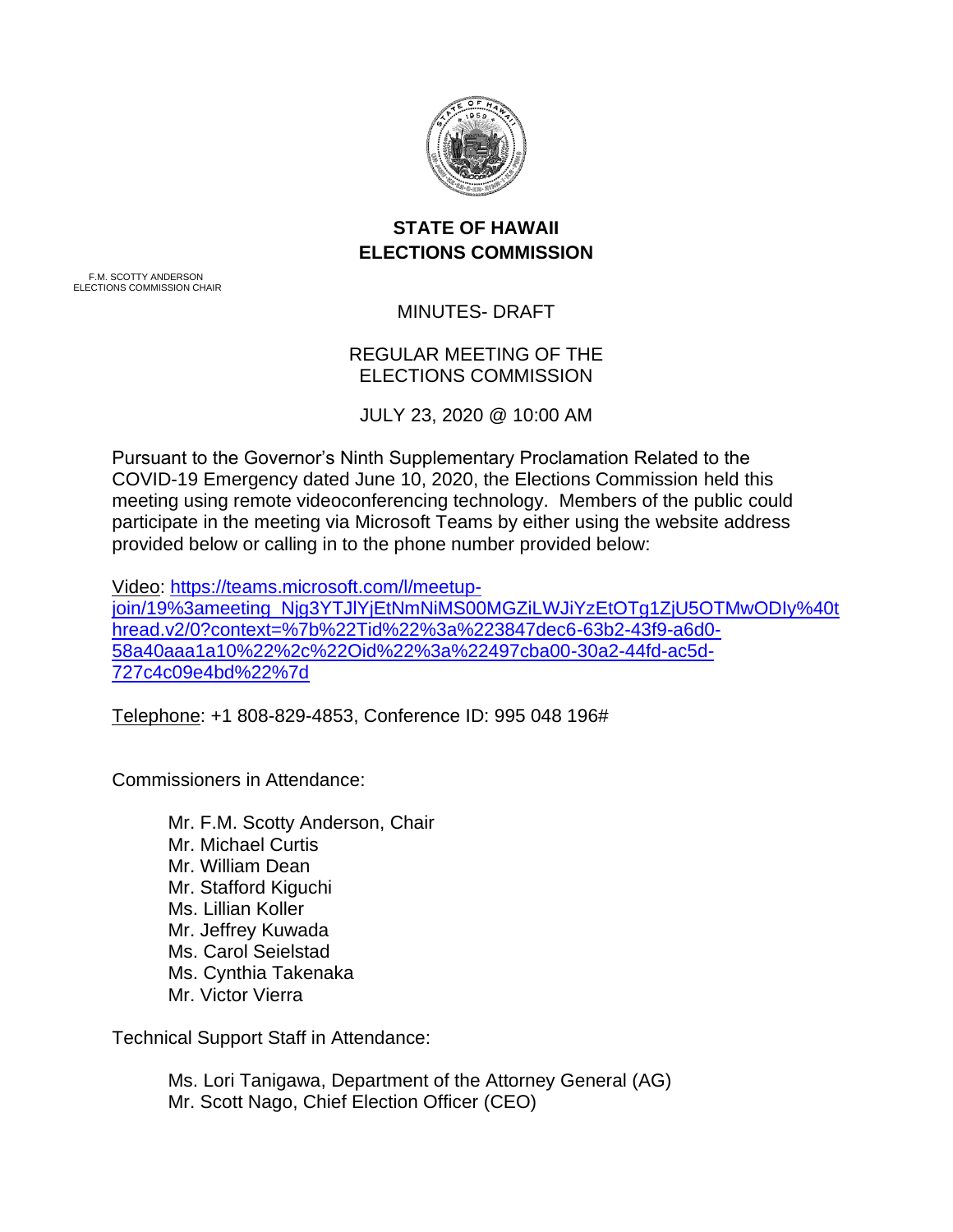# STATE OF HAWAII
# ELECTIONS COMMISSION

F.M. SCOTTY ANDERSON
ELECTIONS COMMISSION CHAIR

MINUTES- DRAFT

REGULAR MEETING OF THE
ELECTIONS COMMISSION

JULY 23, 2020 @ 10:00 AM

Pursuant to the Governor's Ninth Supplementary Proclamation Related to the COVID-19 Emergency dated June 10, 2020, the Elections Commission held this meeting using remote videoconferencing technology. Members of the public could participate in the meeting via Microsoft Teams by either using the website address provided below or calling in to the phone number provided below:

Video: https://teams.microsoft.com/l/meetup-join/19%3ameeting_Njg3YTJlYjEtNmNiMS00MGZiLWJiYzEtOTg1ZjU5OTMwODIy%40thread.v2/0?context=%7b%22Tid%22%3a%223847dec6-63b2-43f9-a6d0-58a40aaa1a10%22%2c%22Oid%22%3a%22497cba00-30a2-44fd-ac5d-727c4c09e4bd%22%7d

Telephone: +1 808-829-4853, Conference ID: 995 048 196#

Commissioners in Attendance:

Mr. F.M. Scotty Anderson, Chair
Mr. Michael Curtis
Mr. William Dean
Mr. Stafford Kiguchi
Ms. Lillian Koller
Mr. Jeffrey Kuwada
Ms. Carol Seielstad
Ms. Cynthia Takenaka
Mr. Victor Vierra

Technical Support Staff in Attendance:

Ms. Lori Tanigawa, Department of the Attorney General (AG)
Mr. Scott Nago, Chief Election Officer (CEO)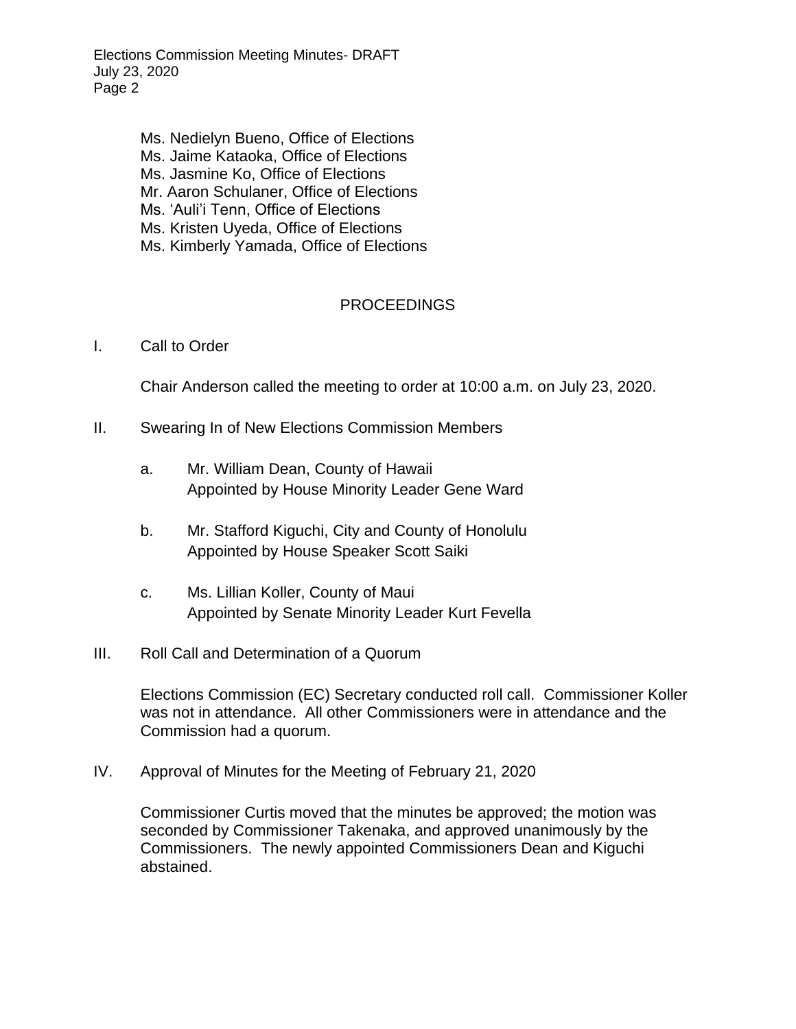Ms. Nedielyn Bueno, Office of Elections
Ms. Jaime Kataoka, Office of Elections
Ms. Jasmine Ko, Office of Elections
Mr. Aaron Schulaner, Office of Elections
Ms. 'Auli'i Tenn, Office of Elections
Ms. Kristen Uyeda, Office of Elections
Ms. Kimberly Yamada, Office of Elections

## PROCEEDINGS

I. Call to Order

Chair Anderson called the meeting to order at 10:00 a.m. on July 23, 2020.

II. Swearing In of New Elections Commission Members

a. Mr. William Dean, County of Hawaii
Appointed by House Minority Leader Gene Ward

b. Mr. Stafford Kiguchi, City and County of Honolulu
Appointed by House Speaker Scott Saiki

c. Ms. Lillian Koller, County of Maui
Appointed by Senate Minority Leader Kurt Fevella

III. Roll Call and Determination of a Quorum

Elections Commission (EC) Secretary conducted roll call. Commissioner Koller was not in attendance. All other Commissioners were in attendance and the Commission had a quorum.

IV. Approval of Minutes for the Meeting of February 21, 2020

Commissioner Curtis moved that the minutes be approved; the motion was seconded by Commissioner Takenaka, and approved unanimously by the Commissioners. The newly appointed Commissioners Dean and Kiguchi abstained.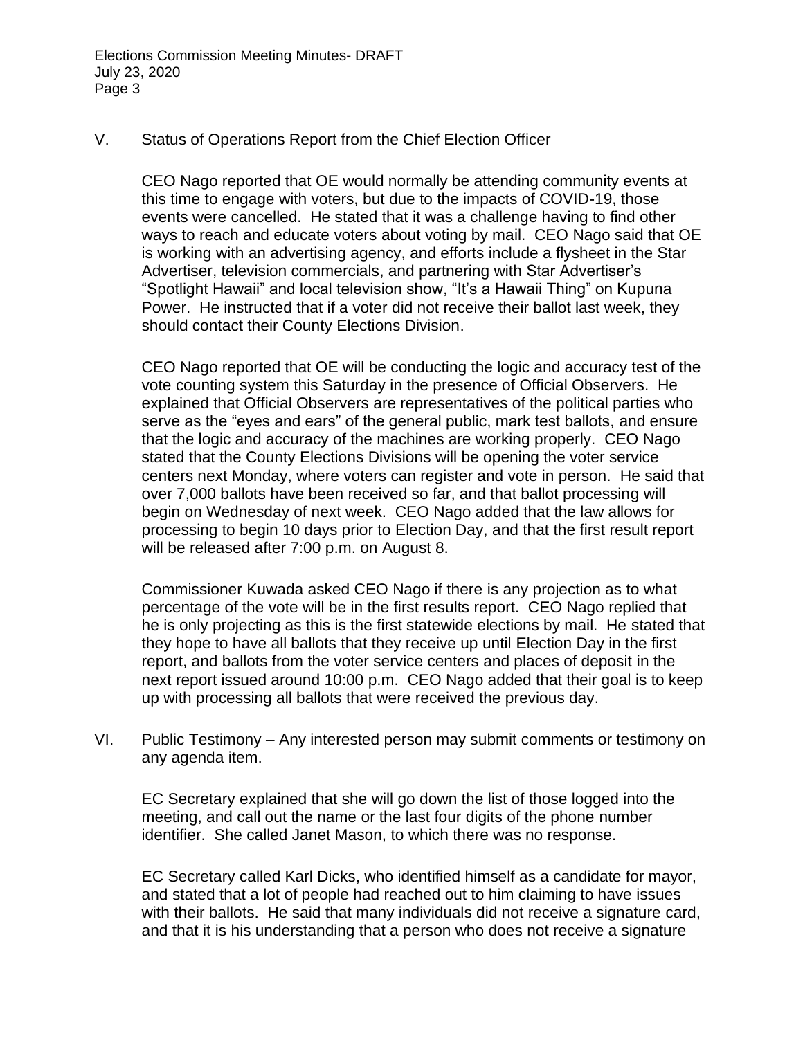V. Status of Operations Report from the Chief Election Officer

CEO Nago reported that OE would normally be attending community events at this time to engage with voters, but due to the impacts of COVID-19, those events were cancelled. He stated that it was a challenge having to find other ways to reach and educate voters about voting by mail. CEO Nago said that OE is working with an advertising agency, and efforts include a flysheet in the Star Advertiser, television commercials, and partnering with Star Advertiser's "Spotlight Hawaii" and local television show, "It's a Hawaii Thing" on Kupuna Power. He instructed that if a voter did not receive their ballot last week, they should contact their County Elections Division.

CEO Nago reported that OE will be conducting the logic and accuracy test of the vote counting system this Saturday in the presence of Official Observers. He explained that Official Observers are representatives of the political parties who serve as the "eyes and ears" of the general public, mark test ballots, and ensure that the logic and accuracy of the machines are working properly. CEO Nago stated that the County Elections Divisions will be opening the voter service centers next Monday, where voters can register and vote in person. He said that over 7,000 ballots have been received so far, and that ballot processing will begin on Wednesday of next week. CEO Nago added that the law allows for processing to begin 10 days prior to Election Day, and that the first result report will be released after 7:00 p.m. on August 8.

Commissioner Kuwada asked CEO Nago if there is any projection as to what percentage of the vote will be in the first results report. CEO Nago replied that he is only projecting as this is the first statewide elections by mail. He stated that they hope to have all ballots that they receive up until Election Day in the first report, and ballots from the voter service centers and places of deposit in the next report issued around 10:00 p.m. CEO Nago added that their goal is to keep up with processing all ballots that were received the previous day.

VI. Public Testimony – Any interested person may submit comments or testimony on any agenda item.

EC Secretary explained that she will go down the list of those logged into the meeting, and call out the name or the last four digits of the phone number identifier. She called Janet Mason, to which there was no response.

EC Secretary called Karl Dicks, who identified himself as a candidate for mayor, and stated that a lot of people had reached out to him claiming to have issues with their ballots. He said that many individuals did not receive a signature card, and that it is his understanding that a person who does not receive a signature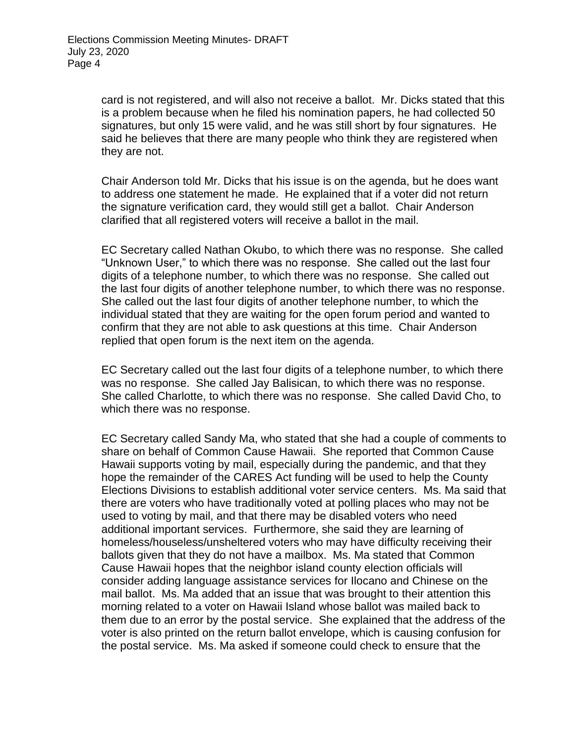card is not registered, and will also not receive a ballot. Mr. Dicks stated that this is a problem because when he filed his nomination papers, he had collected 50 signatures, but only 15 were valid, and he was still short by four signatures. He said he believes that there are many people who think they are registered when they are not.

Chair Anderson told Mr. Dicks that his issue is on the agenda, but he does want to address one statement he made. He explained that if a voter did not return the signature verification card, they would still get a ballot. Chair Anderson clarified that all registered voters will receive a ballot in the mail.

EC Secretary called Nathan Okubo, to which there was no response. She called "Unknown User," to which there was no response. She called out the last four digits of a telephone number, to which there was no response. She called out the last four digits of another telephone number, to which there was no response. She called out the last four digits of another telephone number, to which the individual stated that they are waiting for the open forum period and wanted to confirm that they are not able to ask questions at this time. Chair Anderson replied that open forum is the next item on the agenda.

EC Secretary called out the last four digits of a telephone number, to which there was no response. She called Jay Balisican, to which there was no response. She called Charlotte, to which there was no response. She called David Cho, to which there was no response.

EC Secretary called Sandy Ma, who stated that she had a couple of comments to share on behalf of Common Cause Hawaii. She reported that Common Cause Hawaii supports voting by mail, especially during the pandemic, and that they hope the remainder of the CARES Act funding will be used to help the County Elections Divisions to establish additional voter service centers. Ms. Ma said that there are voters who have traditionally voted at polling places who may not be used to voting by mail, and that there may be disabled voters who need additional important services. Furthermore, she said they are learning of homeless/houseless/unsheltered voters who may have difficulty receiving their ballots given that they do not have a mailbox. Ms. Ma stated that Common Cause Hawaii hopes that the neighbor island county election officials will consider adding language assistance services for Ilocano and Chinese on the mail ballot. Ms. Ma added that an issue that was brought to their attention this morning related to a voter on Hawaii Island whose ballot was mailed back to them due to an error by the postal service. She explained that the address of the voter is also printed on the return ballot envelope, which is causing confusion for the postal service. Ms. Ma asked if someone could check to ensure that the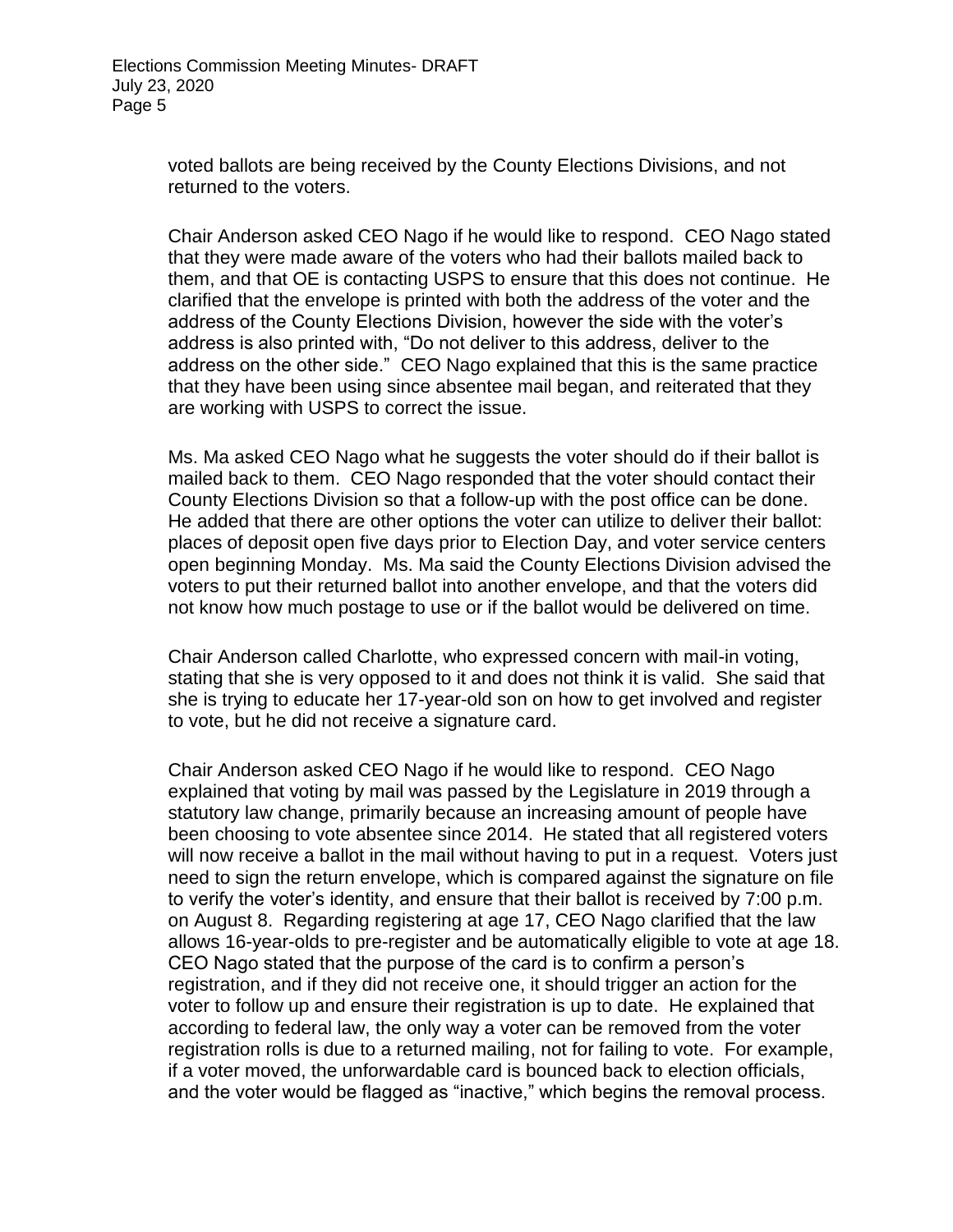voted ballots are being received by the County Elections Divisions, and not returned to the voters.

Chair Anderson asked CEO Nago if he would like to respond. CEO Nago stated that they were made aware of the voters who had their ballots mailed back to them, and that OE is contacting USPS to ensure that this does not continue. He clarified that the envelope is printed with both the address of the voter and the address of the County Elections Division, however the side with the voter's address is also printed with, "Do not deliver to this address, deliver to the address on the other side." CEO Nago explained that this is the same practice that they have been using since absentee mail began, and reiterated that they are working with USPS to correct the issue.

Ms. Ma asked CEO Nago what he suggests the voter should do if their ballot is mailed back to them. CEO Nago responded that the voter should contact their County Elections Division so that a follow-up with the post office can be done. He added that there are other options the voter can utilize to deliver their ballot: places of deposit open five days prior to Election Day, and voter service centers open beginning Monday. Ms. Ma said the County Elections Division advised the voters to put their returned ballot into another envelope, and that the voters did not know how much postage to use or if the ballot would be delivered on time.

Chair Anderson called Charlotte, who expressed concern with mail-in voting, stating that she is very opposed to it and does not think it is valid. She said that she is trying to educate her 17-year-old son on how to get involved and register to vote, but he did not receive a signature card.

Chair Anderson asked CEO Nago if he would like to respond. CEO Nago explained that voting by mail was passed by the Legislature in 2019 through a statutory law change, primarily because an increasing amount of people have been choosing to vote absentee since 2014. He stated that all registered voters will now receive a ballot in the mail without having to put in a request. Voters just need to sign the return envelope, which is compared against the signature on file to verify the voter's identity, and ensure that their ballot is received by 7:00 p.m. on August 8. Regarding registering at age 17, CEO Nago clarified that the law allows 16-year-olds to pre-register and be automatically eligible to vote at age 18. CEO Nago stated that the purpose of the card is to confirm a person's registration, and if they did not receive one, it should trigger an action for the voter to follow up and ensure their registration is up to date. He explained that according to federal law, the only way a voter can be removed from the voter registration rolls is due to a returned mailing, not for failing to vote. For example, if a voter moved, the unforwardable card is bounced back to election officials, and the voter would be flagged as "inactive," which begins the removal process.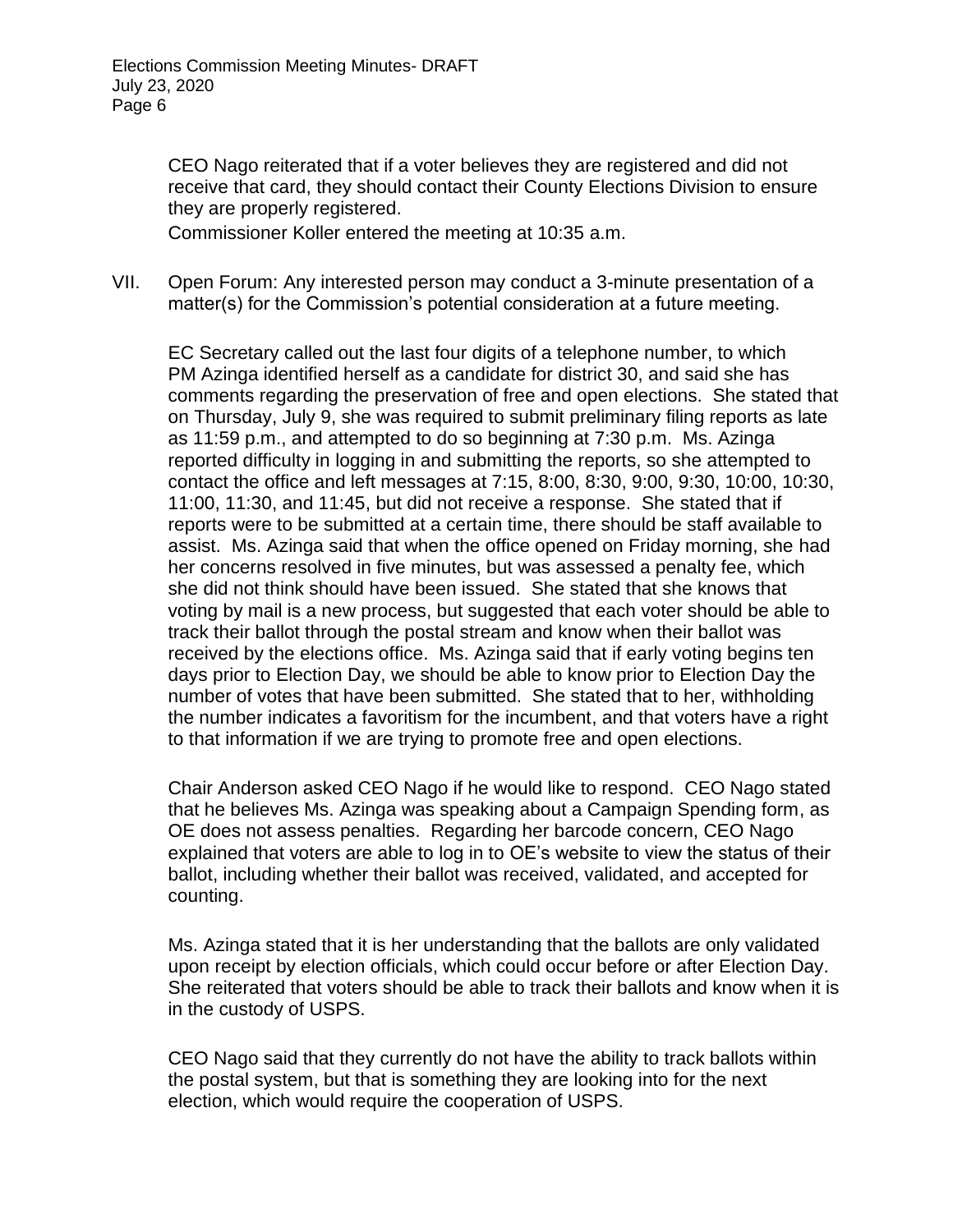CEO Nago reiterated that if a voter believes they are registered and did not receive that card, they should contact their County Elections Division to ensure they are properly registered.

Commissioner Koller entered the meeting at 10:35 a.m.

VII. Open Forum: Any interested person may conduct a 3-minute presentation of a matter(s) for the Commission's potential consideration at a future meeting.

EC Secretary called out the last four digits of a telephone number, to which PM Azinga identified herself as a candidate for district 30, and said she has comments regarding the preservation of free and open elections. She stated that on Thursday, July 9, she was required to submit preliminary filing reports as late as 11:59 p.m., and attempted to do so beginning at 7:30 p.m. Ms. Azinga reported difficulty in logging in and submitting the reports, so she attempted to contact the office and left messages at 7:15, 8:00, 8:30, 9:00, 9:30, 10:00, 10:30, 11:00, 11:30, and 11:45, but did not receive a response. She stated that if reports were to be submitted at a certain time, there should be staff available to assist. Ms. Azinga said that when the office opened on Friday morning, she had her concerns resolved in five minutes, but was assessed a penalty fee, which she did not think should have been issued. She stated that she knows that voting by mail is a new process, but suggested that each voter should be able to track their ballot through the postal stream and know when their ballot was received by the elections office. Ms. Azinga said that if early voting begins ten days prior to Election Day, we should be able to know prior to Election Day the number of votes that have been submitted. She stated that to her, withholding the number indicates a favoritism for the incumbent, and that voters have a right to that information if we are trying to promote free and open elections.

Chair Anderson asked CEO Nago if he would like to respond. CEO Nago stated that he believes Ms. Azinga was speaking about a Campaign Spending form, as OE does not assess penalties. Regarding her barcode concern, CEO Nago explained that voters are able to log in to OE's website to view the status of their ballot, including whether their ballot was received, validated, and accepted for counting.

Ms. Azinga stated that it is her understanding that the ballots are only validated upon receipt by election officials, which could occur before or after Election Day. She reiterated that voters should be able to track their ballots and know when it is in the custody of USPS.

CEO Nago said that they currently do not have the ability to track ballots within the postal system, but that is something they are looking into for the next election, which would require the cooperation of USPS.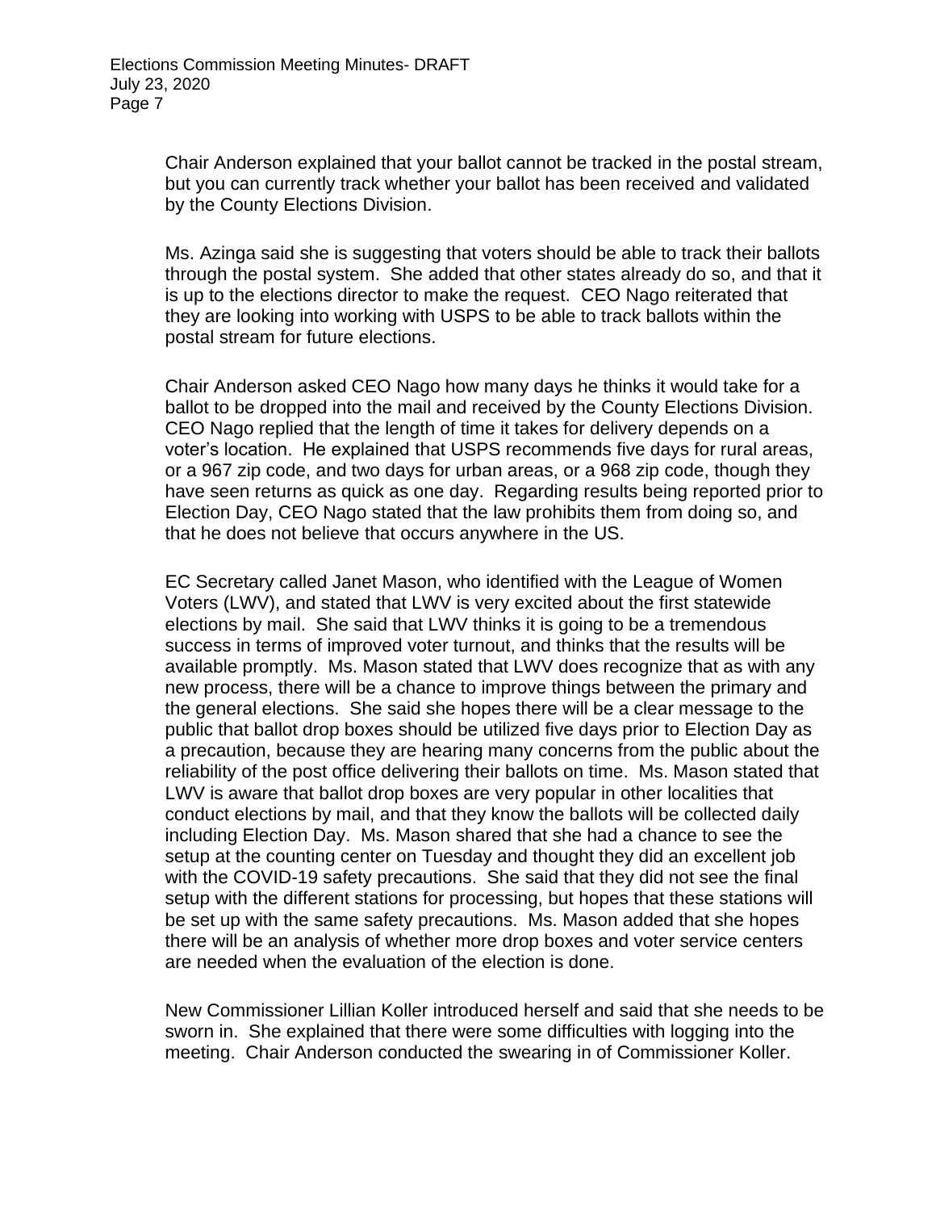Chair Anderson explained that your ballot cannot be tracked in the postal stream, but you can currently track whether your ballot has been received and validated by the County Elections Division.

Ms. Azinga said she is suggesting that voters should be able to track their ballots through the postal system. She added that other states already do so, and that it is up to the elections director to make the request. CEO Nago reiterated that they are looking into working with USPS to be able to track ballots within the postal stream for future elections.

Chair Anderson asked CEO Nago how many days he thinks it would take for a ballot to be dropped into the mail and received by the County Elections Division. CEO Nago replied that the length of time it takes for delivery depends on a voter's location. He explained that USPS recommends five days for rural areas, or a 967 zip code, and two days for urban areas, or a 968 zip code, though they have seen returns as quick as one day. Regarding results being reported prior to Election Day, CEO Nago stated that the law prohibits them from doing so, and that he does not believe that occurs anywhere in the US.

EC Secretary called Janet Mason, who identified with the League of Women Voters (LWV), and stated that LWV is very excited about the first statewide elections by mail. She said that LWV thinks it is going to be a tremendous success in terms of improved voter turnout, and thinks that the results will be available promptly. Ms. Mason stated that LWV does recognize that as with any new process, there will be a chance to improve things between the primary and the general elections. She said she hopes there will be a clear message to the public that ballot drop boxes should be utilized five days prior to Election Day as a precaution, because they are hearing many concerns from the public about the reliability of the post office delivering their ballots on time. Ms. Mason stated that LWV is aware that ballot drop boxes are very popular in other localities that conduct elections by mail, and that they know the ballots will be collected daily including Election Day. Ms. Mason shared that she had a chance to see the setup at the counting center on Tuesday and thought they did an excellent job with the COVID-19 safety precautions. She said that they did not see the final setup with the different stations for processing, but hopes that these stations will be set up with the same safety precautions. Ms. Mason added that she hopes there will be an analysis of whether more drop boxes and voter service centers are needed when the evaluation of the election is done.

New Commissioner Lillian Koller introduced herself and said that she needs to be sworn in. She explained that there were some difficulties with logging into the meeting. Chair Anderson conducted the swearing in of Commissioner Koller.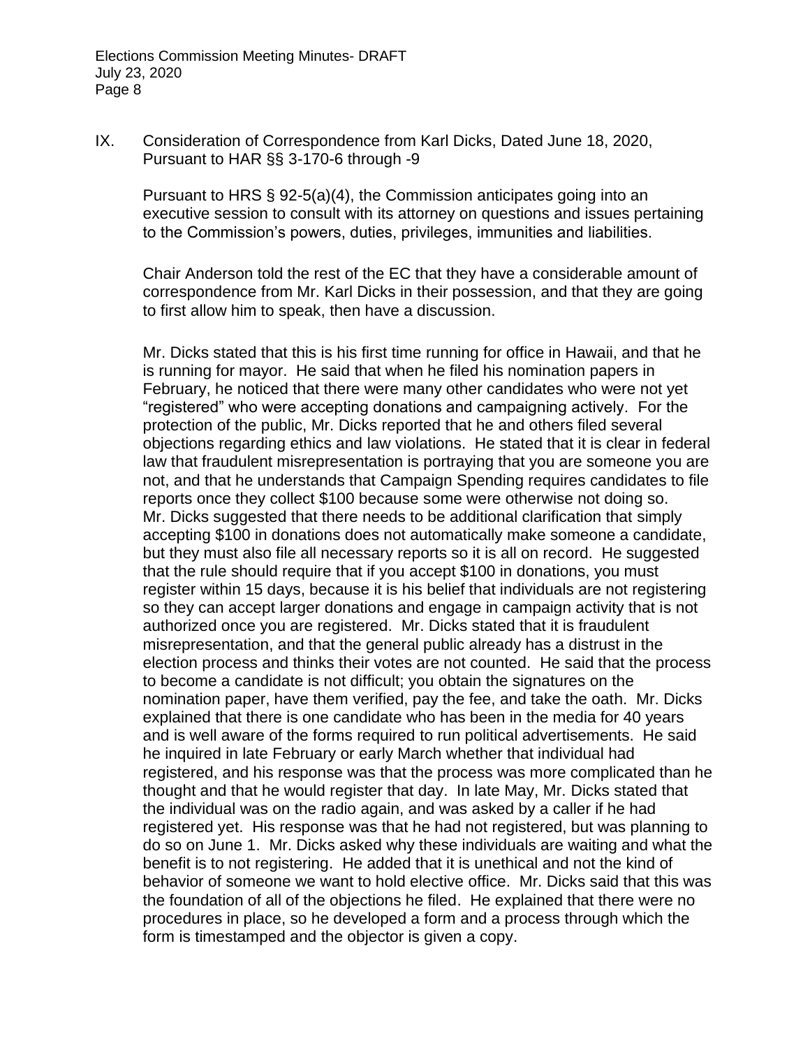IX. Consideration of Correspondence from Karl Dicks, Dated June 18, 2020, Pursuant to HAR §§ 3-170-6 through -9

Pursuant to HRS § 92-5(a)(4), the Commission anticipates going into an executive session to consult with its attorney on questions and issues pertaining to the Commission's powers, duties, privileges, immunities and liabilities.

Chair Anderson told the rest of the EC that they have a considerable amount of correspondence from Mr. Karl Dicks in their possession, and that they are going to first allow him to speak, then have a discussion.

Mr. Dicks stated that this is his first time running for office in Hawaii, and that he is running for mayor. He said that when he filed his nomination papers in February, he noticed that there were many other candidates who were not yet "registered" who were accepting donations and campaigning actively. For the protection of the public, Mr. Dicks reported that he and others filed several objections regarding ethics and law violations. He stated that it is clear in federal law that fraudulent misrepresentation is portraying that you are someone you are not, and that he understands that Campaign Spending requires candidates to file reports once they collect $100 because some were otherwise not doing so. Mr. Dicks suggested that there needs to be additional clarification that simply accepting $100 in donations does not automatically make someone a candidate, but they must also file all necessary reports so it is all on record. He suggested that the rule should require that if you accept $100 in donations, you must register within 15 days, because it is his belief that individuals are not registering so they can accept larger donations and engage in campaign activity that is not authorized once you are registered. Mr. Dicks stated that it is fraudulent misrepresentation, and that the general public already has a distrust in the election process and thinks their votes are not counted. He said that the process to become a candidate is not difficult; you obtain the signatures on the nomination paper, have them verified, pay the fee, and take the oath. Mr. Dicks explained that there is one candidate who has been in the media for 40 years and is well aware of the forms required to run political advertisements. He said he inquired in late February or early March whether that individual had registered, and his response was that the process was more complicated than he thought and that he would register that day. In late May, Mr. Dicks stated that the individual was on the radio again, and was asked by a caller if he had registered yet. His response was that he had not registered, but was planning to do so on June 1. Mr. Dicks asked why these individuals are waiting and what the benefit is to not registering. He added that it is unethical and not the kind of behavior of someone we want to hold elective office. Mr. Dicks said that this was the foundation of all of the objections he filed. He explained that there were no procedures in place, so he developed a form and a process through which the form is timestamped and the objector is given a copy.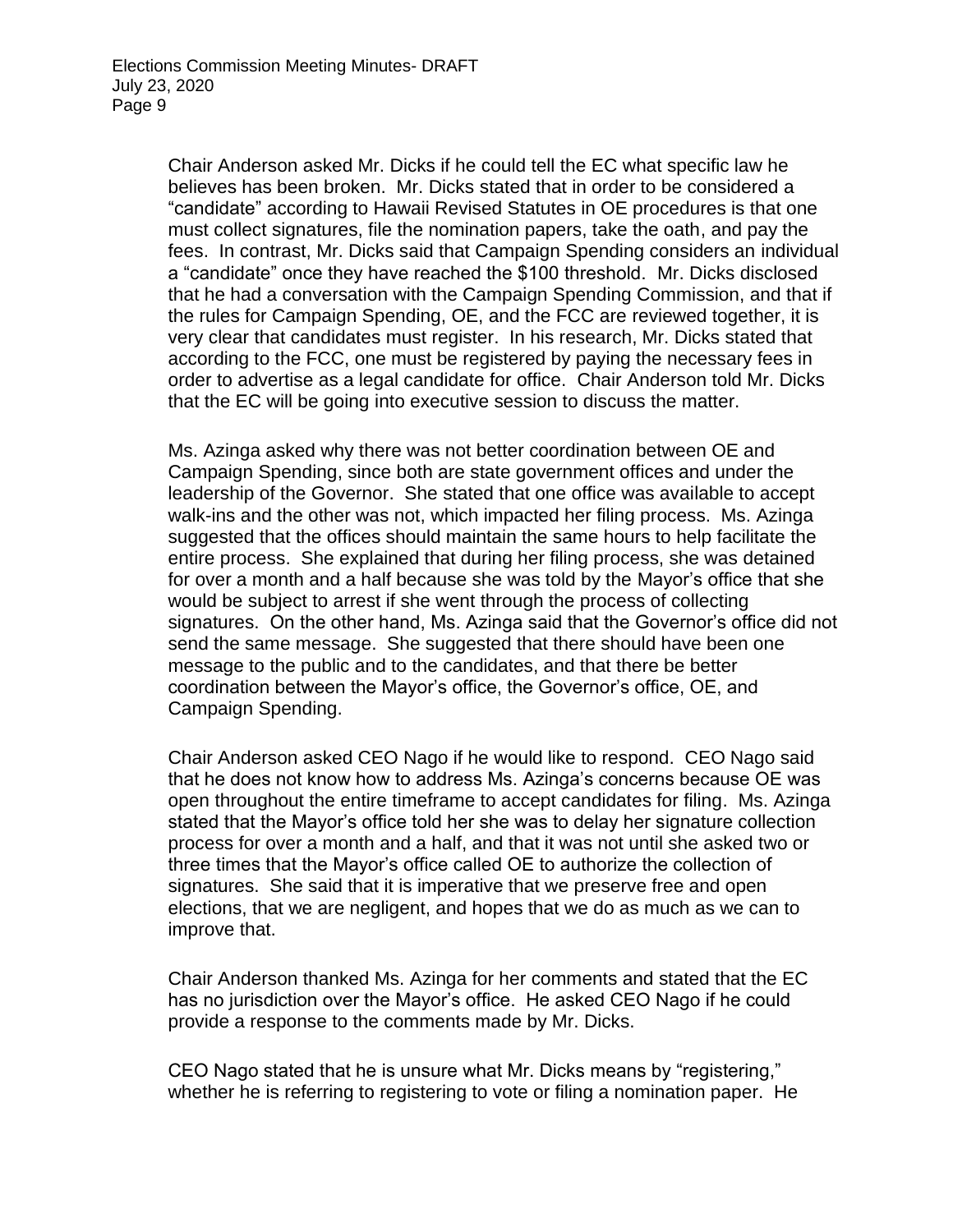Chair Anderson asked Mr. Dicks if he could tell the EC what specific law he believes has been broken. Mr. Dicks stated that in order to be considered a "candidate" according to Hawaii Revised Statutes in OE procedures is that one must collect signatures, file the nomination papers, take the oath, and pay the fees. In contrast, Mr. Dicks said that Campaign Spending considers an individual a "candidate" once they have reached the $100 threshold. Mr. Dicks disclosed that he had a conversation with the Campaign Spending Commission, and that if the rules for Campaign Spending, OE, and the FCC are reviewed together, it is very clear that candidates must register. In his research, Mr. Dicks stated that according to the FCC, one must be registered by paying the necessary fees in order to advertise as a legal candidate for office. Chair Anderson told Mr. Dicks that the EC will be going into executive session to discuss the matter.

Ms. Azinga asked why there was not better coordination between OE and Campaign Spending, since both are state government offices and under the leadership of the Governor. She stated that one office was available to accept walk-ins and the other was not, which impacted her filing process. Ms. Azinga suggested that the offices should maintain the same hours to help facilitate the entire process. She explained that during her filing process, she was detained for over a month and a half because she was told by the Mayor's office that she would be subject to arrest if she went through the process of collecting signatures. On the other hand, Ms. Azinga said that the Governor's office did not send the same message. She suggested that there should have been one message to the public and to the candidates, and that there be better coordination between the Mayor's office, the Governor's office, OE, and Campaign Spending.

Chair Anderson asked CEO Nago if he would like to respond. CEO Nago said that he does not know how to address Ms. Azinga's concerns because OE was open throughout the entire timeframe to accept candidates for filing. Ms. Azinga stated that the Mayor's office told her she was to delay her signature collection process for over a month and a half, and that it was not until she asked two or three times that the Mayor's office called OE to authorize the collection of signatures. She said that it is imperative that we preserve free and open elections, that we are negligent, and hopes that we do as much as we can to improve that.

Chair Anderson thanked Ms. Azinga for her comments and stated that the EC has no jurisdiction over the Mayor's office. He asked CEO Nago if he could provide a response to the comments made by Mr. Dicks.

CEO Nago stated that he is unsure what Mr. Dicks means by "registering," whether he is referring to registering to vote or filing a nomination paper. He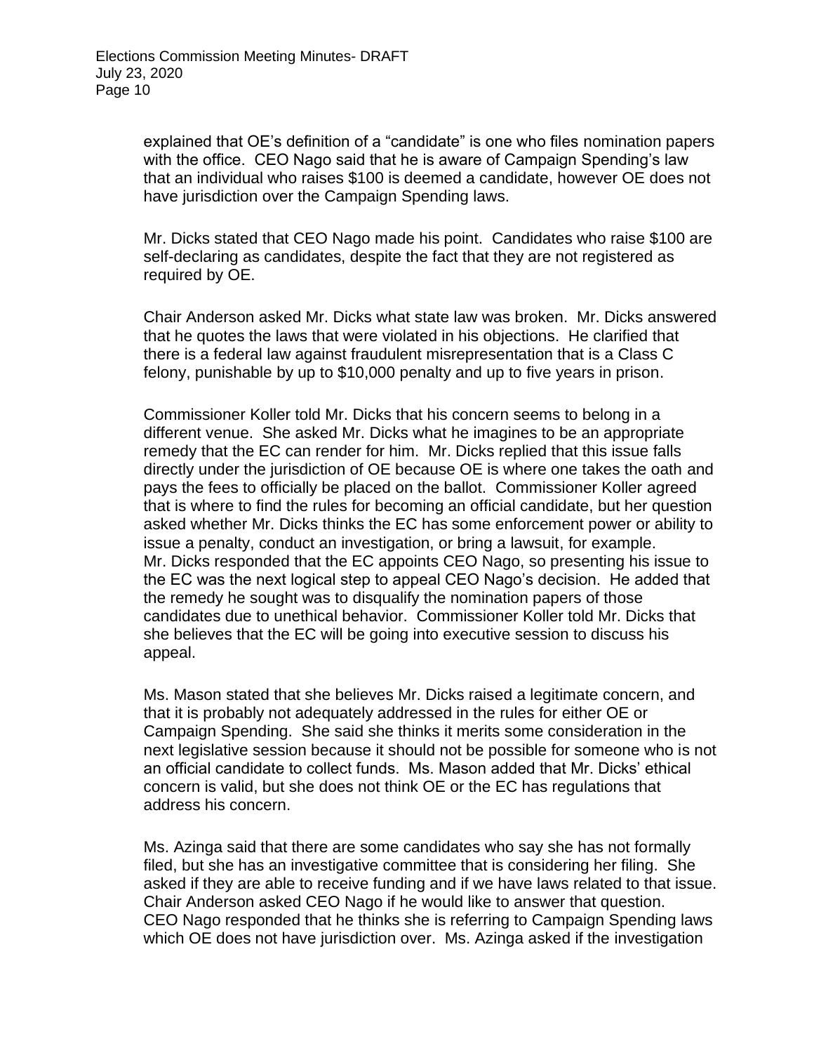explained that OE's definition of a "candidate" is one who files nomination papers with the office. CEO Nago said that he is aware of Campaign Spending's law that an individual who raises $100 is deemed a candidate, however OE does not have jurisdiction over the Campaign Spending laws.

Mr. Dicks stated that CEO Nago made his point. Candidates who raise $100 are self-declaring as candidates, despite the fact that they are not registered as required by OE.

Chair Anderson asked Mr. Dicks what state law was broken. Mr. Dicks answered that he quotes the laws that were violated in his objections. He clarified that there is a federal law against fraudulent misrepresentation that is a Class C felony, punishable by up to $10,000 penalty and up to five years in prison.

Commissioner Koller told Mr. Dicks that his concern seems to belong in a different venue. She asked Mr. Dicks what he imagines to be an appropriate remedy that the EC can render for him. Mr. Dicks replied that this issue falls directly under the jurisdiction of OE because OE is where one takes the oath and pays the fees to officially be placed on the ballot. Commissioner Koller agreed that is where to find the rules for becoming an official candidate, but her question asked whether Mr. Dicks thinks the EC has some enforcement power or ability to issue a penalty, conduct an investigation, or bring a lawsuit, for example. Mr. Dicks responded that the EC appoints CEO Nago, so presenting his issue to the EC was the next logical step to appeal CEO Nago's decision. He added that the remedy he sought was to disqualify the nomination papers of those candidates due to unethical behavior. Commissioner Koller told Mr. Dicks that she believes that the EC will be going into executive session to discuss his appeal.

Ms. Mason stated that she believes Mr. Dicks raised a legitimate concern, and that it is probably not adequately addressed in the rules for either OE or Campaign Spending. She said she thinks it merits some consideration in the next legislative session because it should not be possible for someone who is not an official candidate to collect funds. Ms. Mason added that Mr. Dicks' ethical concern is valid, but she does not think OE or the EC has regulations that address his concern.

Ms. Azinga said that there are some candidates who say she has not formally filed, but she has an investigative committee that is considering her filing. She asked if they are able to receive funding and if we have laws related to that issue. Chair Anderson asked CEO Nago if he would like to answer that question. CEO Nago responded that he thinks she is referring to Campaign Spending laws which OE does not have jurisdiction over. Ms. Azinga asked if the investigation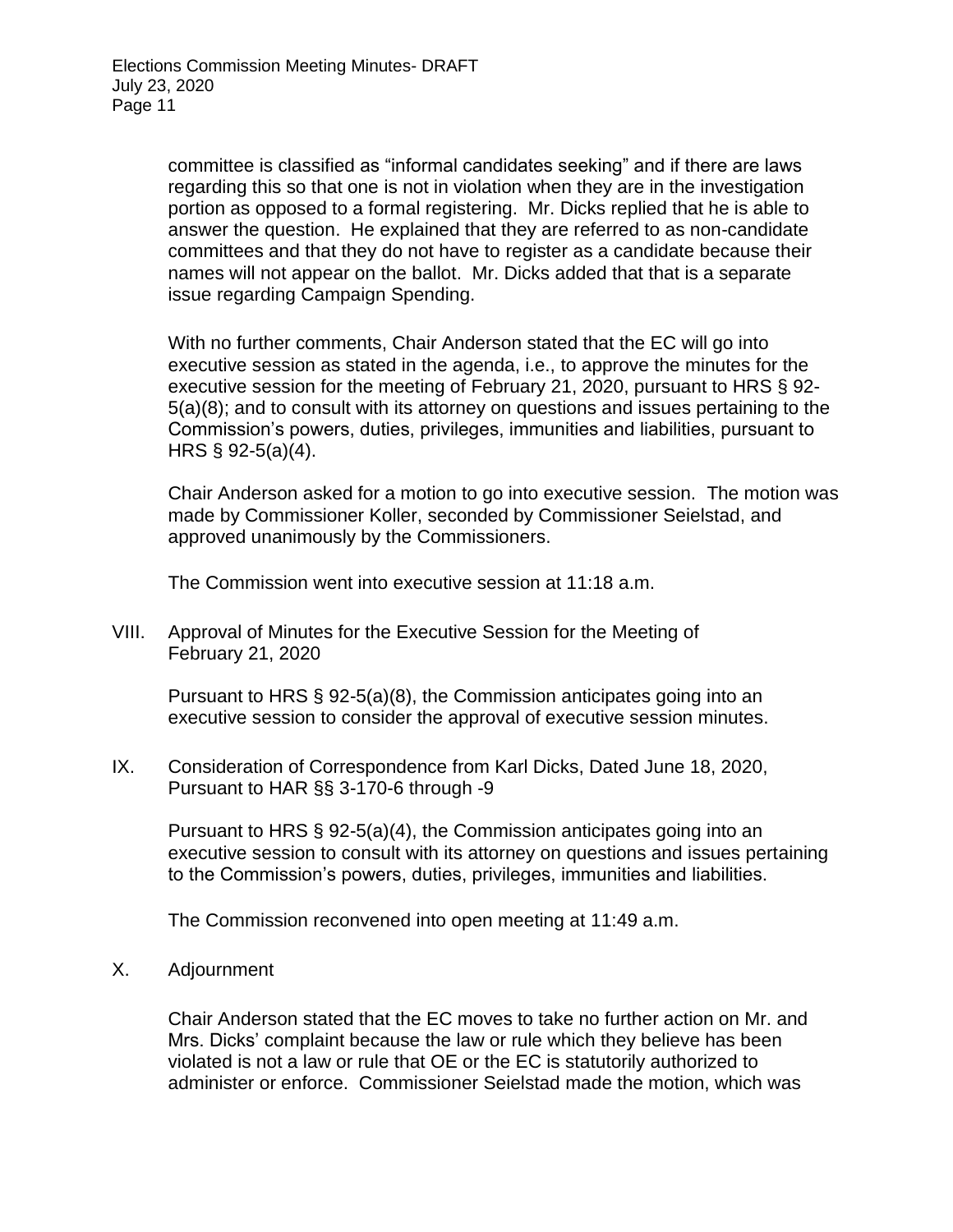committee is classified as "informal candidates seeking" and if there are laws regarding this so that one is not in violation when they are in the investigation portion as opposed to a formal registering. Mr. Dicks replied that he is able to answer the question. He explained that they are referred to as non-candidate committees and that they do not have to register as a candidate because their names will not appear on the ballot. Mr. Dicks added that that is a separate issue regarding Campaign Spending.

With no further comments, Chair Anderson stated that the EC will go into executive session as stated in the agenda, i.e., to approve the minutes for the executive session for the meeting of February 21, 2020, pursuant to HRS § 92-5(a)(8); and to consult with its attorney on questions and issues pertaining to the Commission's powers, duties, privileges, immunities and liabilities, pursuant to HRS § 92-5(a)(4).

Chair Anderson asked for a motion to go into executive session. The motion was made by Commissioner Koller, seconded by Commissioner Seielstad, and approved unanimously by the Commissioners.

The Commission went into executive session at 11:18 a.m.

VIII. Approval of Minutes for the Executive Session for the Meeting of February 21, 2020

Pursuant to HRS § 92-5(a)(8), the Commission anticipates going into an executive session to consider the approval of executive session minutes.

IX. Consideration of Correspondence from Karl Dicks, Dated June 18, 2020, Pursuant to HAR §§ 3-170-6 through -9

Pursuant to HRS § 92-5(a)(4), the Commission anticipates going into an executive session to consult with its attorney on questions and issues pertaining to the Commission's powers, duties, privileges, immunities and liabilities.

The Commission reconvened into open meeting at 11:49 a.m.

X. Adjournment

Chair Anderson stated that the EC moves to take no further action on Mr. and Mrs. Dicks' complaint because the law or rule which they believe has been violated is not a law or rule that OE or the EC is statutorily authorized to administer or enforce. Commissioner Seielstad made the motion, which was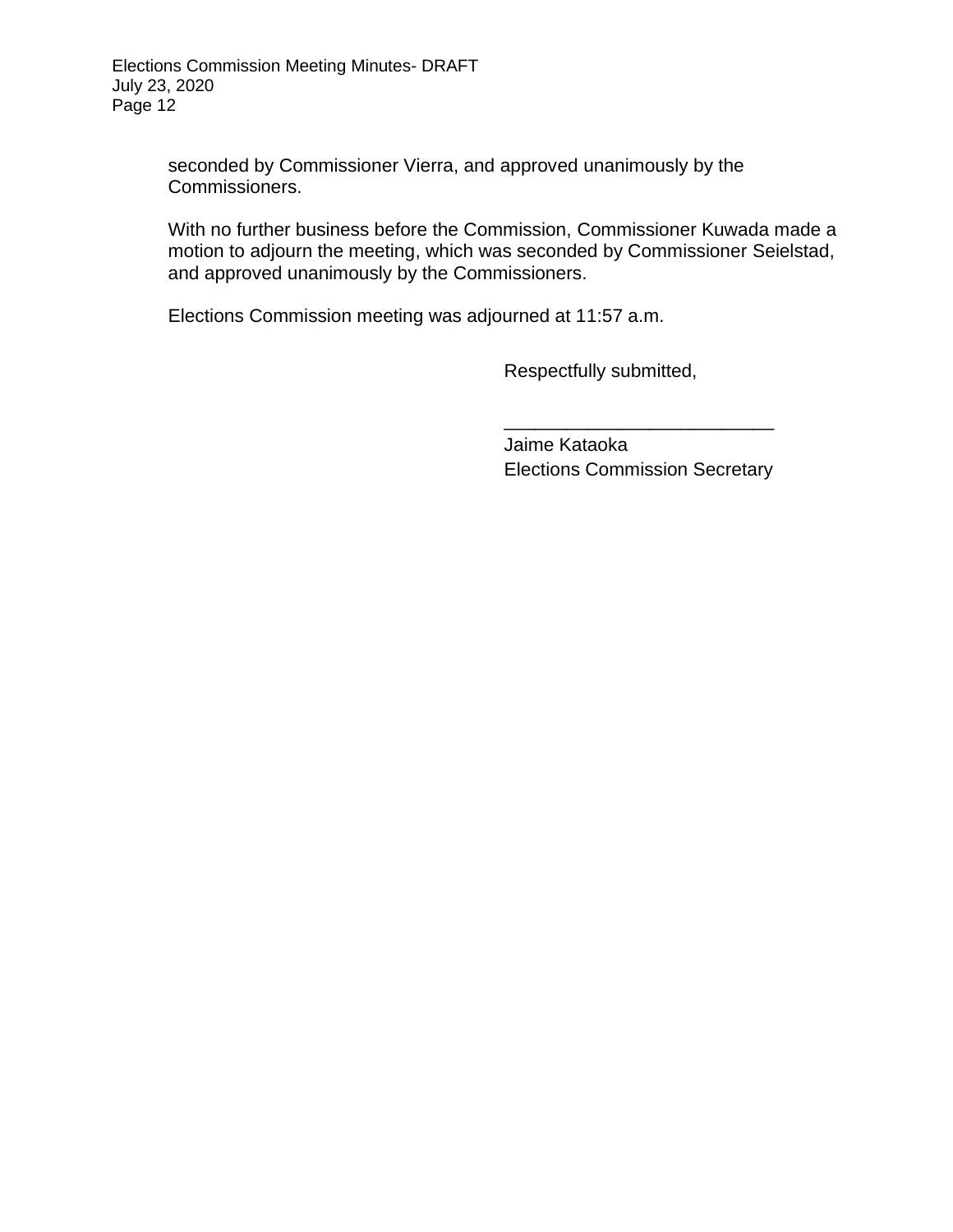seconded by Commissioner Vierra, and approved unanimously by the Commissioners.

With no further business before the Commission, Commissioner Kuwada made a motion to adjourn the meeting, which was seconded by Commissioner Seielstad, and approved unanimously by the Commissioners.

Elections Commission meeting was adjourned at 11:57 a.m.

Respectfully submitted,

___________________________

Jaime Kataoka
Elections Commission Secretary